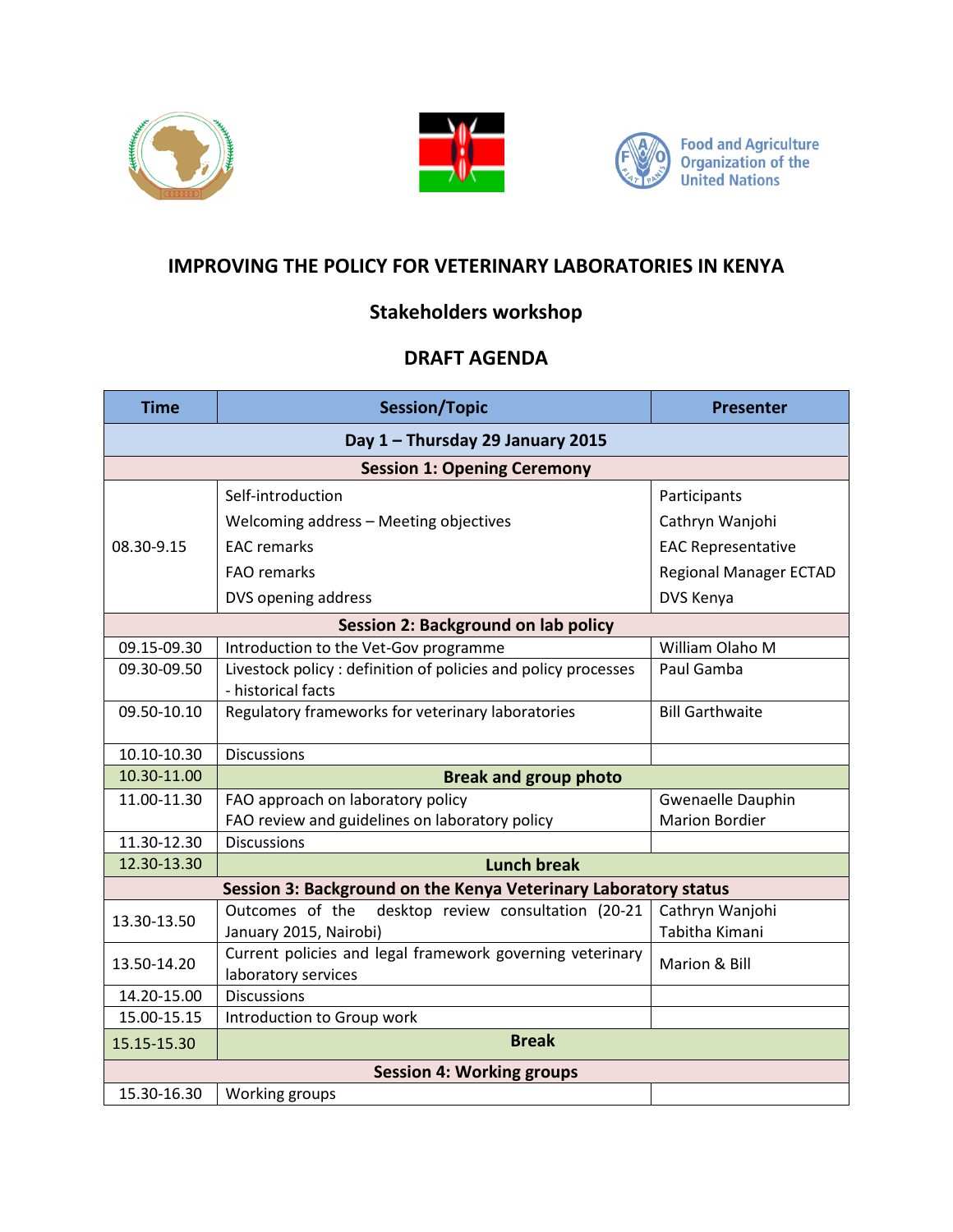# IMPROVING THE POLICY FOR VETERINARY LABORATORIES IN KENYA

## Stakeholders workshop

## DRAFT AGENDA

| Time | Session/Topic | Presenter |
|---|---|---|
| **Day 1 – Thursday 29 January 2015** | | |
| **Session 1: Opening Ceremony** | | |
| 08.30-9.15 | Self-introduction<br>Welcoming address – Meeting objectives<br>EAC remarks<br>FAO remarks<br>DVS opening address | Participants<br>Cathryn Wanjohi<br>EAC Representative<br>Regional Manager ECTAD<br>DVS Kenya |
| **Session 2: Background on lab policy** | | |
| 09.15-09.30 | Introduction to the Vet-Gov programme | William Olaho M |
| 09.30-09.50 | Livestock policy : definition of policies and policy processes - historical facts | Paul Gamba |
| 09.50-10.10 | Regulatory frameworks for veterinary laboratories | Bill Garthwaite |
| 10.10-10.30 | Discussions | |
| 10.30-11.00 | **Break and group photo** | |
| 11.00-11.30 | FAO approach on laboratory policy<br>FAO review and guidelines on laboratory policy | Gwenaelle Dauphin<br>Marion Bordier |
| 11.30-12.30 | Discussions | |
| 12.30-13.30 | **Lunch break** | |
| **Session 3: Background on the Kenya Veterinary Laboratory status** | | |
| 13.30-13.50 | Outcomes of the desktop review consultation (20-21 January 2015, Nairobi) | Cathryn Wanjohi<br>Tabitha Kimani |
| 13.50-14.20 | Current policies and legal framework governing veterinary laboratory services | Marion & Bill |
| 14.20-15.00 | Discussions | |
| 15.00-15.15 | Introduction to Group work | |
| 15.15-15.30 | **Break** | |
| **Session 4: Working groups** | | |
| 15.30-16.30 | Working groups | |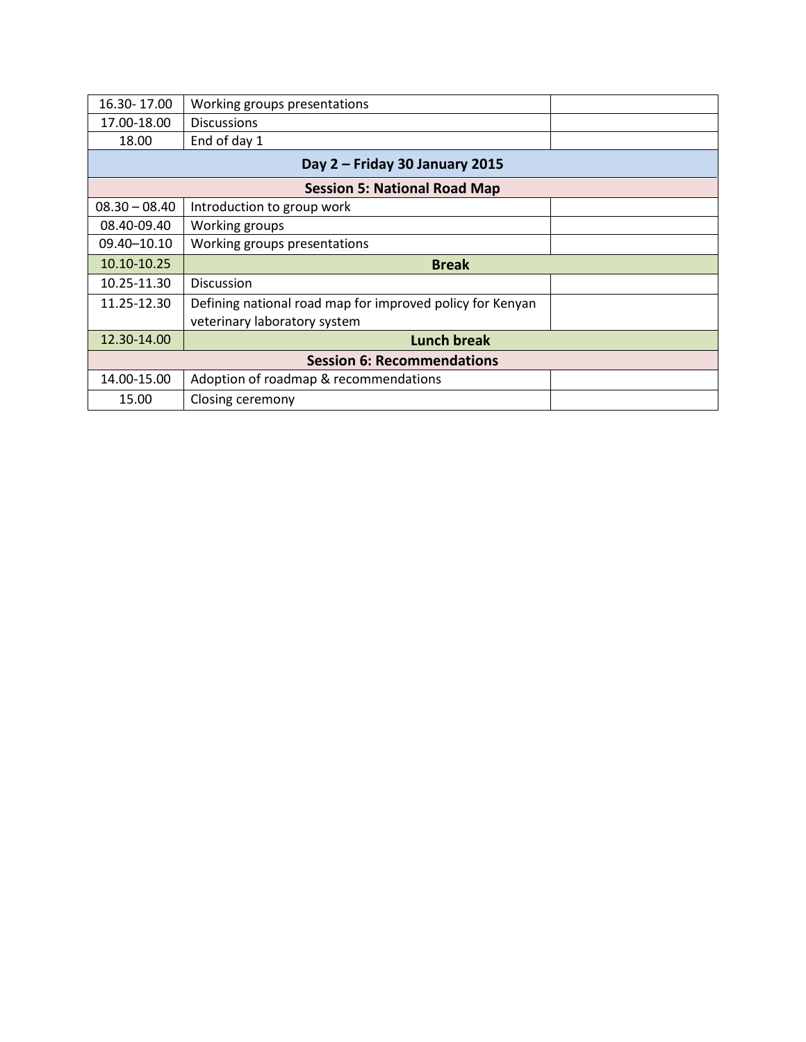| | | |
|---|---|---|
| 16.30- 17.00 | Working groups presentations | |
| 17.00-18.00 | Discussions | |
| 18.00 | End of day 1 | |
| **Day 2 – Friday 30 January 2015** | | |
| **Session 5: National Road Map** | | |
| 08.30 – 08.40 | Introduction to group work | |
| 08.40-09.40 | Working groups | |
| 09.40–10.10 | Working groups presentations | |
| 10.10-10.25 | **Break** | |
| 10.25-11.30 | Discussion | |
| 11.25-12.30 | Defining national road map for improved policy for Kenyan veterinary laboratory system | |
| 12.30-14.00 | **Lunch break** | |
| **Session 6: Recommendations** | | |
| 14.00-15.00 | Adoption of roadmap & recommendations | |
| 15.00 | Closing ceremony | |